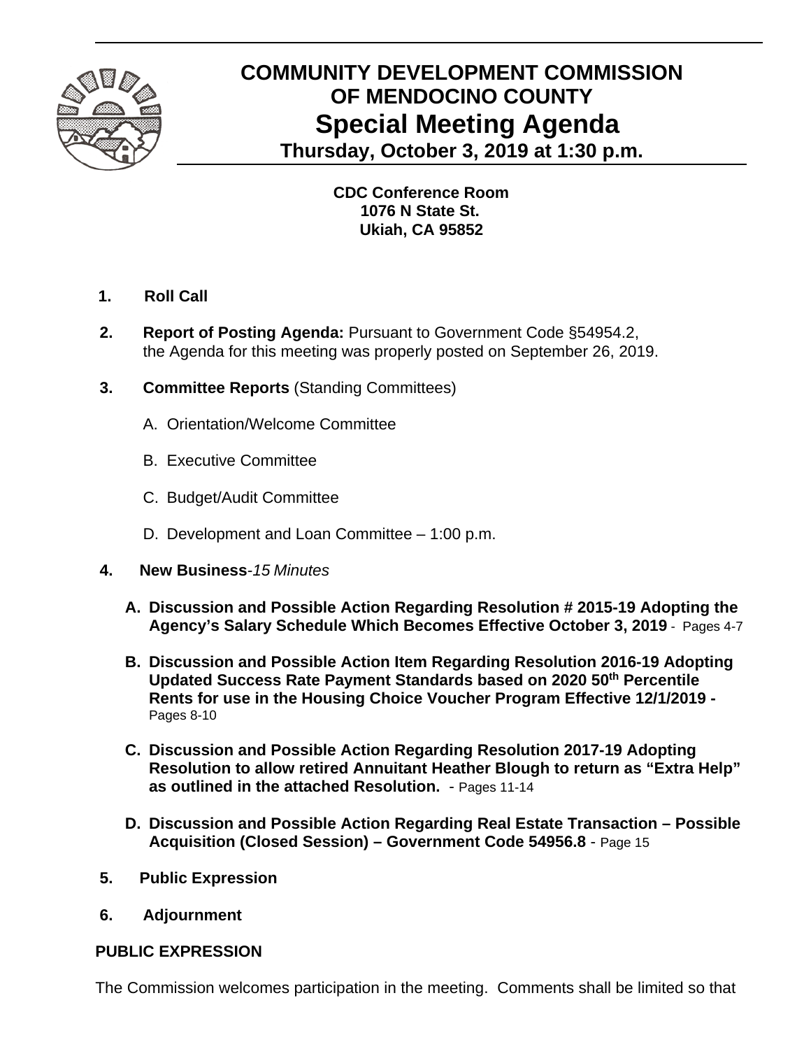# COMMUNITY DEVELOPMENT COMMISSION OF MENDOCINO COUNTY

## Special Meeting Agenda

### Thursday, October 3, 2019 at 1:30 p.m.

**CDC Conference Room**
**1076 N State St.**
**Ukiah, CA 95852**

1. **Roll Call**

2. **Report of Posting Agenda:** Pursuant to Government Code §54954.2, the Agenda for this meeting was properly posted on September 26, 2019.

3. **Committee Reports** (Standing Committees)

   A. Orientation/Welcome Committee

   B. Executive Committee

   C. Budget/Audit Committee

   D. Development and Loan Committee – 1:00 p.m.

4. **New Business**-*15 Minutes*

   **A. Discussion and Possible Action Regarding Resolution # 2015-19 Adopting the Agency's Salary Schedule Which Becomes Effective October 3, 2019** - Pages 4-7

   **B. Discussion and Possible Action Item Regarding Resolution 2016-19 Adopting Updated Success Rate Payment Standards based on 2020 50th Percentile Rents for use in the Housing Choice Voucher Program Effective 12/1/2019 -** Pages 8-10

   **C. Discussion and Possible Action Regarding Resolution 2017-19 Adopting Resolution to allow retired Annuitant Heather Blough to return as "Extra Help" as outlined in the attached Resolution.** - Pages 11-14

   **D. Discussion and Possible Action Regarding Real Estate Transaction – Possible Acquisition (Closed Session) – Government Code 54956.8** - Page 15

5. **Public Expression**

6. **Adjournment**

**PUBLIC EXPRESSION**

The Commission welcomes participation in the meeting. Comments shall be limited so that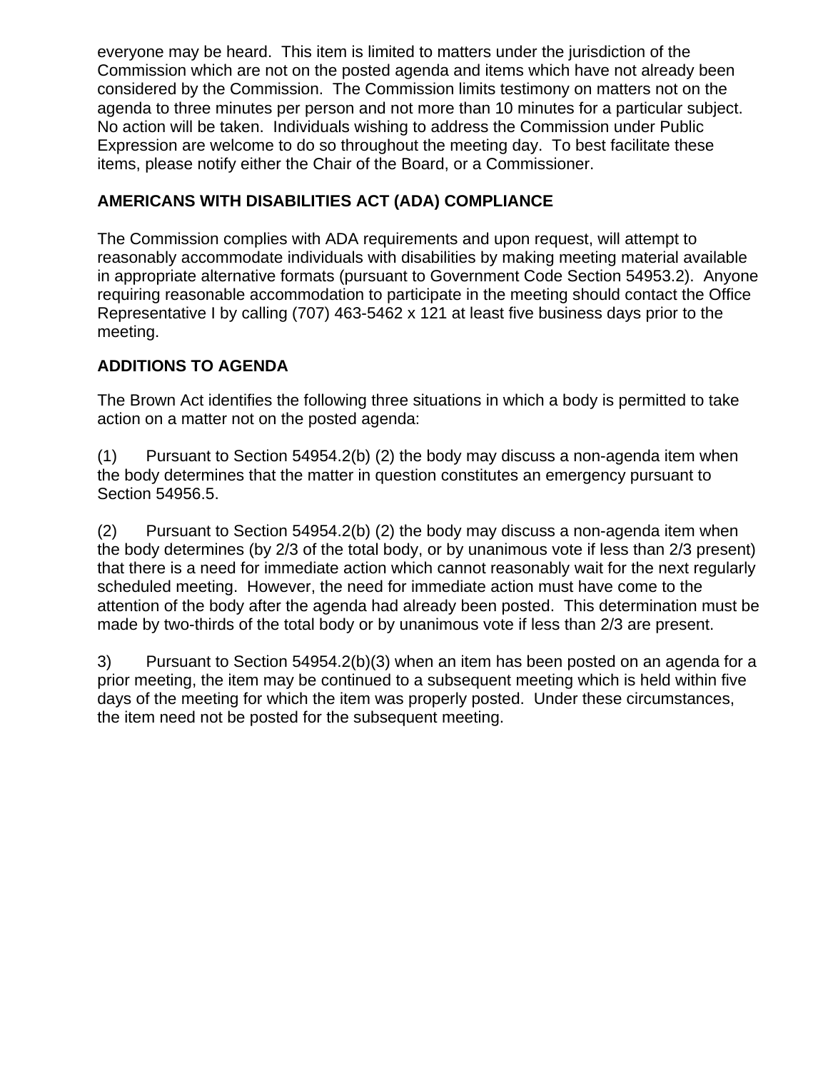everyone may be heard. This item is limited to matters under the jurisdiction of the Commission which are not on the posted agenda and items which have not already been considered by the Commission. The Commission limits testimony on matters not on the agenda to three minutes per person and not more than 10 minutes for a particular subject. No action will be taken. Individuals wishing to address the Commission under Public Expression are welcome to do so throughout the meeting day. To best facilitate these items, please notify either the Chair of the Board, or a Commissioner.

## AMERICANS WITH DISABILITIES ACT (ADA) COMPLIANCE

The Commission complies with ADA requirements and upon request, will attempt to reasonably accommodate individuals with disabilities by making meeting material available in appropriate alternative formats (pursuant to Government Code Section 54953.2). Anyone requiring reasonable accommodation to participate in the meeting should contact the Office Representative I by calling (707) 463-5462 x 121 at least five business days prior to the meeting.

## ADDITIONS TO AGENDA

The Brown Act identifies the following three situations in which a body is permitted to take action on a matter not on the posted agenda:

(1) Pursuant to Section 54954.2(b) (2) the body may discuss a non-agenda item when the body determines that the matter in question constitutes an emergency pursuant to Section 54956.5.

(2) Pursuant to Section 54954.2(b) (2) the body may discuss a non-agenda item when the body determines (by 2/3 of the total body, or by unanimous vote if less than 2/3 present) that there is a need for immediate action which cannot reasonably wait for the next regularly scheduled meeting. However, the need for immediate action must have come to the attention of the body after the agenda had already been posted. This determination must be made by two-thirds of the total body or by unanimous vote if less than 2/3 are present.

3) Pursuant to Section 54954.2(b)(3) when an item has been posted on an agenda for a prior meeting, the item may be continued to a subsequent meeting which is held within five days of the meeting for which the item was properly posted. Under these circumstances, the item need not be posted for the subsequent meeting.